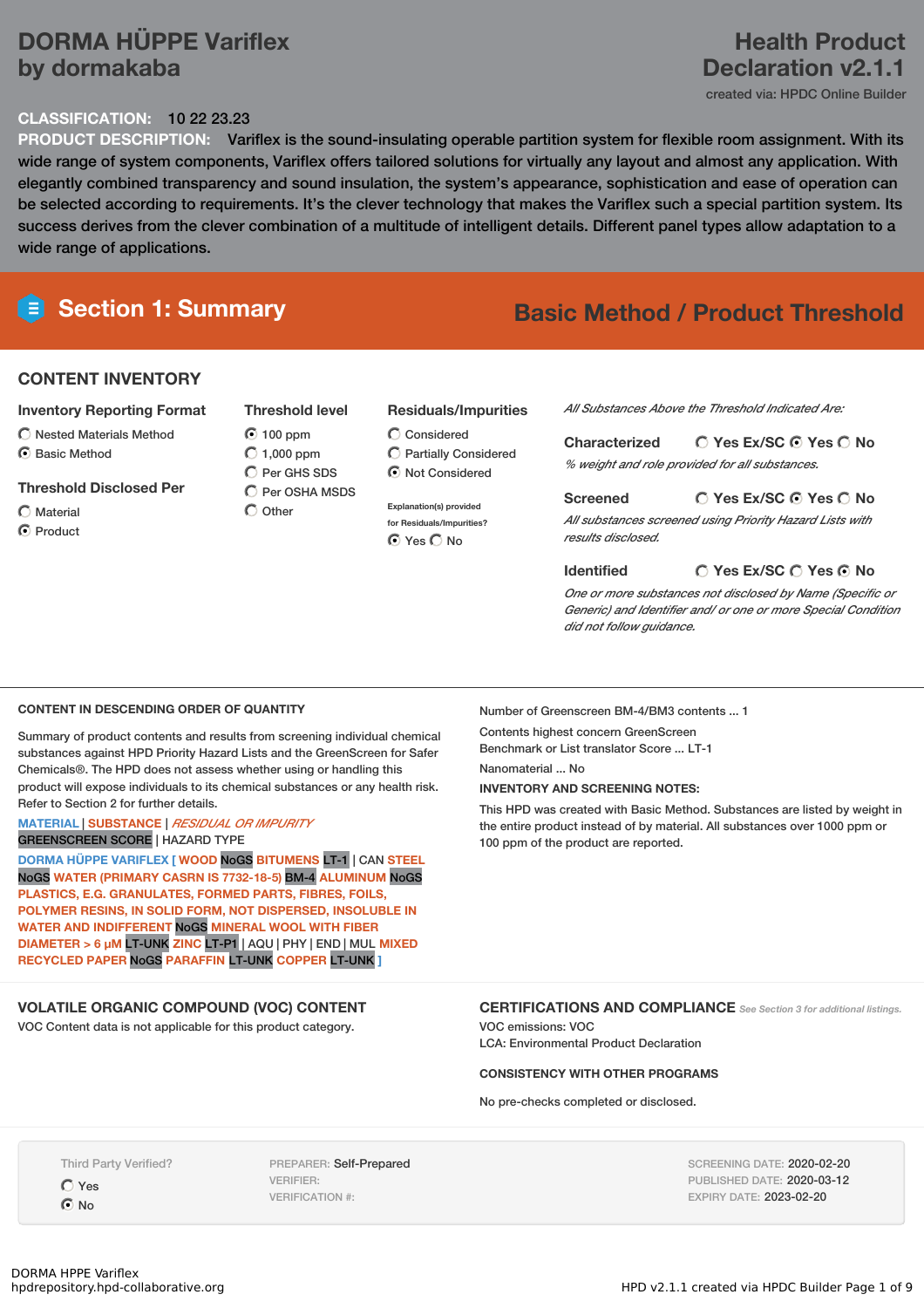# DORMA HÜPPE Variflex by dormakaba

# Health Product Declaration v2.1.1

created via: HPDC Online Builder

**CLASSIFICATION:** 10 22 23.23

**PRODUCT DESCRIPTION:** Variflex is the sound-insulating operable partition system for flexible room assignment. With its wide range of system components, Variflex offers tailored solutions for virtually any layout and almost any application. With elegantly combined transparency and sound insulation, the system's appearance, sophistication and ease of operation can be selected according to requirements. It's the clever technology that makes the Variflex such a special partition system. Its success derives from the clever combination of a multitude of intelligent details. Different panel types allow adaptation to a wide range of applications.

## Section 1: Summary

**Basic Method / Product Threshold**

### CONTENT INVENTORY

**Inventory Reporting Format**

- ○ Nested Materials Method
- ◉ Basic Method

**Threshold Disclosed Per**

- ○ Material
- ◉ Product

**Threshold level**

- ◉ 100 ppm
- ○ 1,000 ppm
- ○ Per GHS SDS
- ○ Per OSHA MSDS
- ○ Other

**Residuals/Impurities**

- ○ Considered
- ○ Partially Considered
- ◉ Not Considered

Explanation(s) provided for Residuals/Impurities?

◉ Yes ○ No

*All Substances Above the Threshold Indicated Are:*

**Characterized** ○ Yes Ex/SC ◉ Yes ○ No

*% weight and role provided for all substances.*

**Screened** ○ Yes Ex/SC ◉ Yes ○ No

*All substances screened using Priority Hazard Lists with results disclosed.*

**Identified** ○ Yes Ex/SC ○ Yes ◉ No

*One or more substances not disclosed by Name (Specific or Generic) and Identifier and/ or one or more Special Condition did not follow guidance.*

### CONTENT IN DESCENDING ORDER OF QUANTITY

Summary of product contents and results from screening individual chemical substances against HPD Priority Hazard Lists and the GreenScreen for Safer Chemicals®. The HPD does not assess whether using or handling this product will expose individuals to its chemical substances or any health risk. Refer to Section 2 for further details.

MATERIAL | SUBSTANCE | *RESIDUAL OR IMPURITY*
GREENSCREEN SCORE | HAZARD TYPE

DORMA HÜPPE VARIFLEX [ WOOD NoGS BITUMENS LT-1 | CAN STEEL NoGS WATER (PRIMARY CASRN IS 7732-18-5) BM-4 ALUMINUM NoGS PLASTICS, E.G. GRANULATES, FORMED PARTS, FIBRES, FOILS, POLYMER RESINS, IN SOLID FORM, NOT DISPERSED, INSOLUBLE IN WATER AND INDIFFERENT NoGS MINERAL WOOL WITH FIBER DIAMETER > 6 µM LT-UNK ZINC LT-P1 | AQU | PHY | END | MUL MIXED RECYCLED PAPER NoGS PARAFFIN LT-UNK COPPER LT-UNK ]

Number of Greenscreen BM-4/BM3 contents ... 1

Contents highest concern GreenScreen Benchmark or List translator Score ... LT-1

Nanomaterial ... No

**INVENTORY AND SCREENING NOTES:**

This HPD was created with Basic Method. Substances are listed by weight in the entire product instead of by material. All substances over 1000 ppm or 100 ppm of the product are reported.

### VOLATILE ORGANIC COMPOUND (VOC) CONTENT

VOC Content data is not applicable for this product category.

### CERTIFICATIONS AND COMPLIANCE

*See Section 3 for additional listings.*

VOC emissions: VOC
LCA: Environmental Product Declaration

**CONSISTENCY WITH OTHER PROGRAMS**

No pre-checks completed or disclosed.

Third Party Verified?

- ○ Yes
- ◉ No

PREPARER: Self-Prepared
VERIFIER:
VERIFICATION #:

SCREENING DATE: 2020-02-20
PUBLISHED DATE: 2020-03-12
EXPIRY DATE: 2023-02-20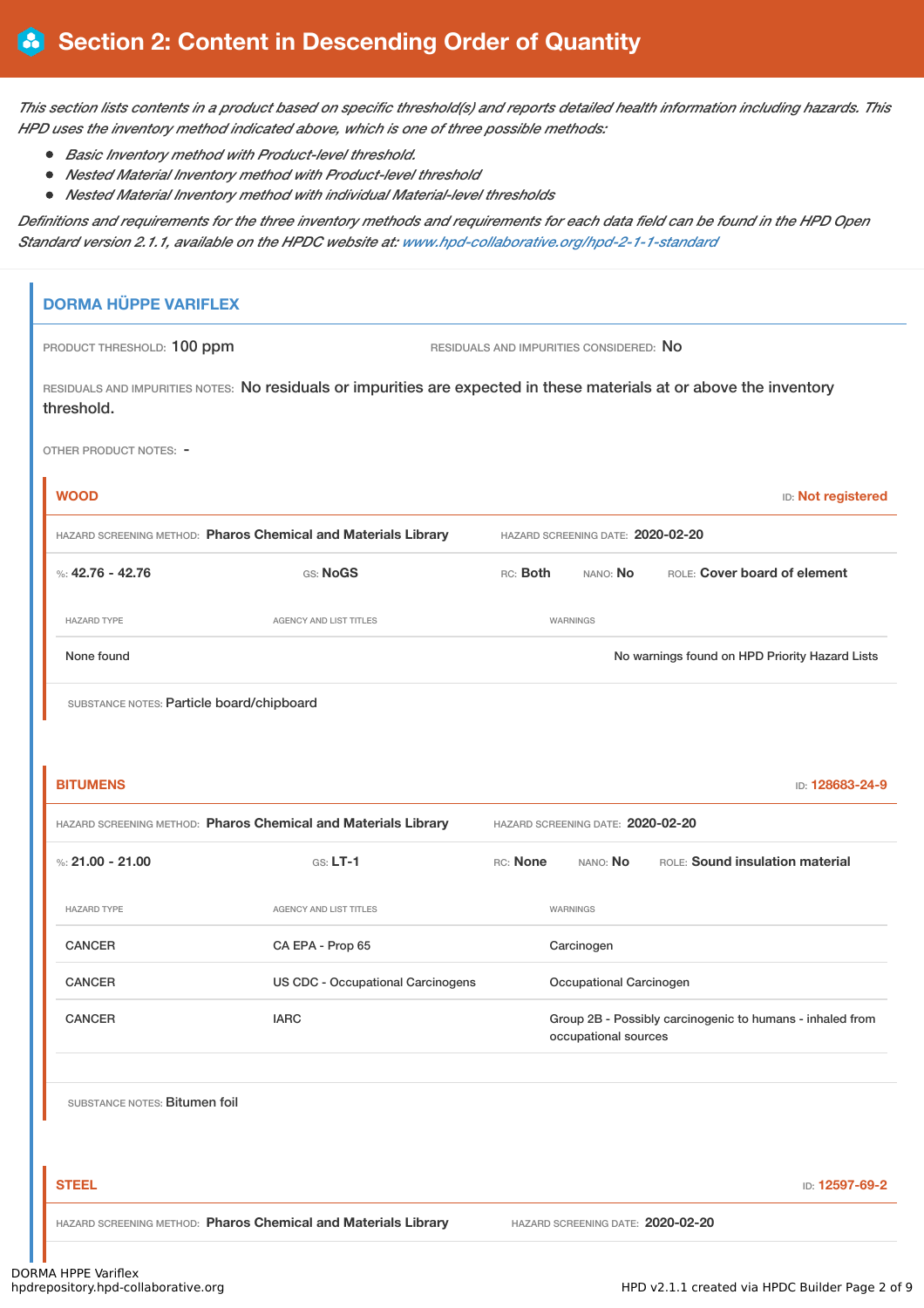# Section 2: Content in Descending Order of Quantity

*This section lists contents in a product based on specific threshold(s) and reports detailed health information including hazards. This HPD uses the inventory method indicated above, which is one of three possible methods:*

- *Basic Inventory method with Product-level threshold.*
- *Nested Material Inventory method with Product-level threshold*
- *Nested Material Inventory method with individual Material-level thresholds*

*Definitions and requirements for the three inventory methods and requirements for each data field can be found in the HPD Open Standard version 2.1.1, available on the HPDC website at: www.hpd-collaborative.org/hpd-2-1-1-standard*

## DORMA HÜPPE VARIFLEX

PRODUCT THRESHOLD: 100 ppm

RESIDUALS AND IMPURITIES CONSIDERED: No

RESIDUALS AND IMPURITIES NOTES: No residuals or impurities are expected in these materials at or above the inventory threshold.

OTHER PRODUCT NOTES: -

### WOOD

ID: Not registered

HAZARD SCREENING METHOD: **Pharos Chemical and Materials Library**

HAZARD SCREENING DATE: **2020-02-20**

%: **42.76 - 42.76** GS: **NoGS** RC: **Both** NANO: **No** ROLE: **Cover board of element**

| HAZARD TYPE | AGENCY AND LIST TITLES | WARNINGS |
| --- | --- | --- |
| None found | | No warnings found on HPD Priority Hazard Lists |

SUBSTANCE NOTES: Particle board/chipboard

### BITUMENS

ID: 128683-24-9

HAZARD SCREENING METHOD: **Pharos Chemical and Materials Library**

HAZARD SCREENING DATE: **2020-02-20**

%: **21.00 - 21.00** GS: **LT-1** RC: **None** NANO: **No** ROLE: **Sound insulation material**

| HAZARD TYPE | AGENCY AND LIST TITLES | WARNINGS |
| --- | --- | --- |
| CANCER | CA EPA - Prop 65 | Carcinogen |
| CANCER | US CDC - Occupational Carcinogens | Occupational Carcinogen |
| CANCER | IARC | Group 2B - Possibly carcinogenic to humans - inhaled from occupational sources |

SUBSTANCE NOTES: Bitumen foil

### STEEL

ID: 12597-69-2

HAZARD SCREENING METHOD: **Pharos Chemical and Materials Library**

HAZARD SCREENING DATE: **2020-02-20**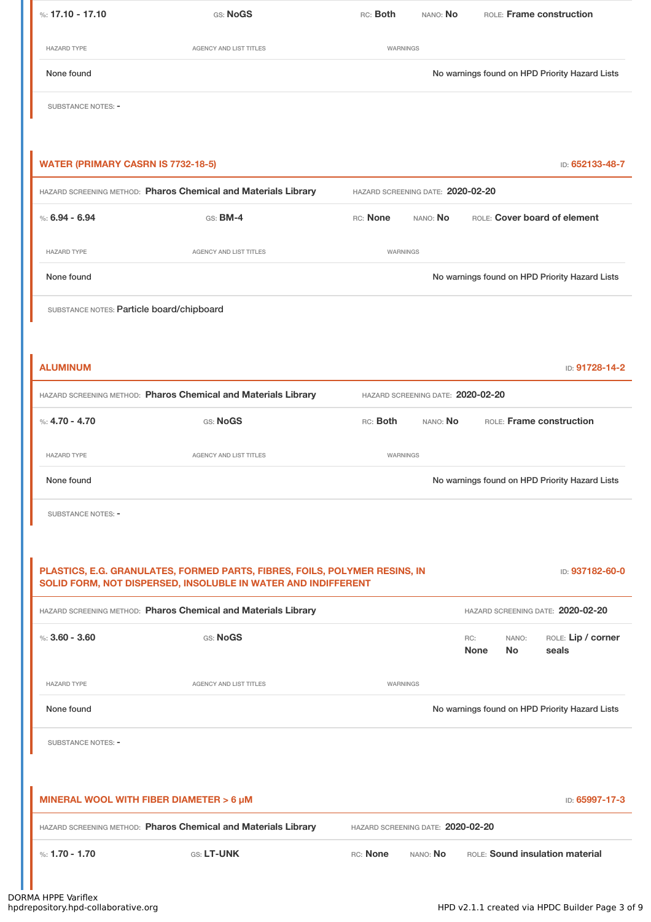%: **17.10 - 17.10** GS: **NoGS** RC: **Both** NANO: **No** ROLE: **Frame construction**

| HAZARD TYPE | AGENCY AND LIST TITLES | WARNINGS |
|---|---|---|
| None found | | No warnings found on HPD Priority Hazard Lists |

SUBSTANCE NOTES: -

### WATER (PRIMARY CASRN IS 7732-18-5)

ID: **652133-48-7**

HAZARD SCREENING METHOD: **Pharos Chemical and Materials Library** HAZARD SCREENING DATE: **2020-02-20**

%: **6.94 - 6.94** GS: **BM-4** RC: **None** NANO: **No** ROLE: **Cover board of element**

| HAZARD TYPE | AGENCY AND LIST TITLES | WARNINGS |
|---|---|---|
| None found | | No warnings found on HPD Priority Hazard Lists |

SUBSTANCE NOTES: Particle board/chipboard

### ALUMINUM

ID: **91728-14-2**

HAZARD SCREENING METHOD: **Pharos Chemical and Materials Library** HAZARD SCREENING DATE: **2020-02-20**

%: **4.70 - 4.70** GS: **NoGS** RC: **Both** NANO: **No** ROLE: **Frame construction**

| HAZARD TYPE | AGENCY AND LIST TITLES | WARNINGS |
|---|---|---|
| None found | | No warnings found on HPD Priority Hazard Lists |

SUBSTANCE NOTES: -

### PLASTICS, E.G. GRANULATES, FORMED PARTS, FIBRES, FOILS, POLYMER RESINS, IN SOLID FORM, NOT DISPERSED, INSOLUBLE IN WATER AND INDIFFERENT

ID: **937182-60-0**

HAZARD SCREENING METHOD: **Pharos Chemical and Materials Library** HAZARD SCREENING DATE: **2020-02-20**

%: **3.60 - 3.60** GS: **NoGS** RC: **None** NANO: **No** ROLE: **Lip / corner seals**

| HAZARD TYPE | AGENCY AND LIST TITLES | WARNINGS |
|---|---|---|
| None found | | No warnings found on HPD Priority Hazard Lists |

SUBSTANCE NOTES: -

### MINERAL WOOL WITH FIBER DIAMETER > 6 µM

ID: **65997-17-3**

HAZARD SCREENING METHOD: **Pharos Chemical and Materials Library** HAZARD SCREENING DATE: **2020-02-20**

%: **1.70 - 1.70** GS: **LT-UNK** RC: **None** NANO: **No** ROLE: **Sound insulation material**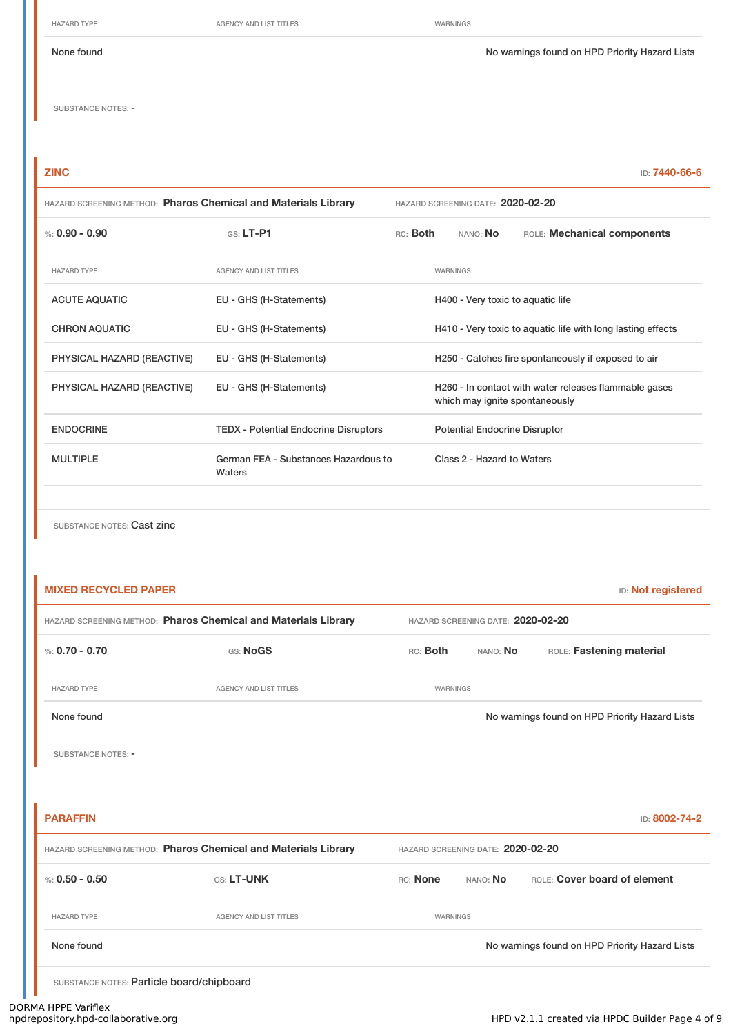| HAZARD TYPE | AGENCY AND LIST TITLES | WARNINGS |
|---|---|---|
| None found | | No warnings found on HPD Priority Hazard Lists |

SUBSTANCE NOTES: -

## ZINC

ID: 7440-66-6

HAZARD SCREENING METHOD: **Pharos Chemical and Materials Library** HAZARD SCREENING DATE: **2020-02-20**

%: **0.90 - 0.90** GS: **LT-P1** RC: **Both** NANO: **No** ROLE: **Mechanical components**

| HAZARD TYPE | AGENCY AND LIST TITLES | WARNINGS |
|---|---|---|
| ACUTE AQUATIC | EU - GHS (H-Statements) | H400 - Very toxic to aquatic life |
| CHRON AQUATIC | EU - GHS (H-Statements) | H410 - Very toxic to aquatic life with long lasting effects |
| PHYSICAL HAZARD (REACTIVE) | EU - GHS (H-Statements) | H250 - Catches fire spontaneously if exposed to air |
| PHYSICAL HAZARD (REACTIVE) | EU - GHS (H-Statements) | H260 - In contact with water releases flammable gases which may ignite spontaneously |
| ENDOCRINE | TEDX - Potential Endocrine Disruptors | Potential Endocrine Disruptor |
| MULTIPLE | German FEA - Substances Hazardous to Waters | Class 2 - Hazard to Waters |

SUBSTANCE NOTES: Cast zinc

## MIXED RECYCLED PAPER

ID: Not registered

HAZARD SCREENING METHOD: **Pharos Chemical and Materials Library** HAZARD SCREENING DATE: **2020-02-20**

%: **0.70 - 0.70** GS: **NoGS** RC: **Both** NANO: **No** ROLE: **Fastening material**

| HAZARD TYPE | AGENCY AND LIST TITLES | WARNINGS |
|---|---|---|
| None found | | No warnings found on HPD Priority Hazard Lists |

SUBSTANCE NOTES: -

## PARAFFIN

ID: 8002-74-2

HAZARD SCREENING METHOD: **Pharos Chemical and Materials Library** HAZARD SCREENING DATE: **2020-02-20**

%: **0.50 - 0.50** GS: **LT-UNK** RC: **None** NANO: **No** ROLE: **Cover board of element**

| HAZARD TYPE | AGENCY AND LIST TITLES | WARNINGS |
|---|---|---|
| None found | | No warnings found on HPD Priority Hazard Lists |

SUBSTANCE NOTES: Particle board/chipboard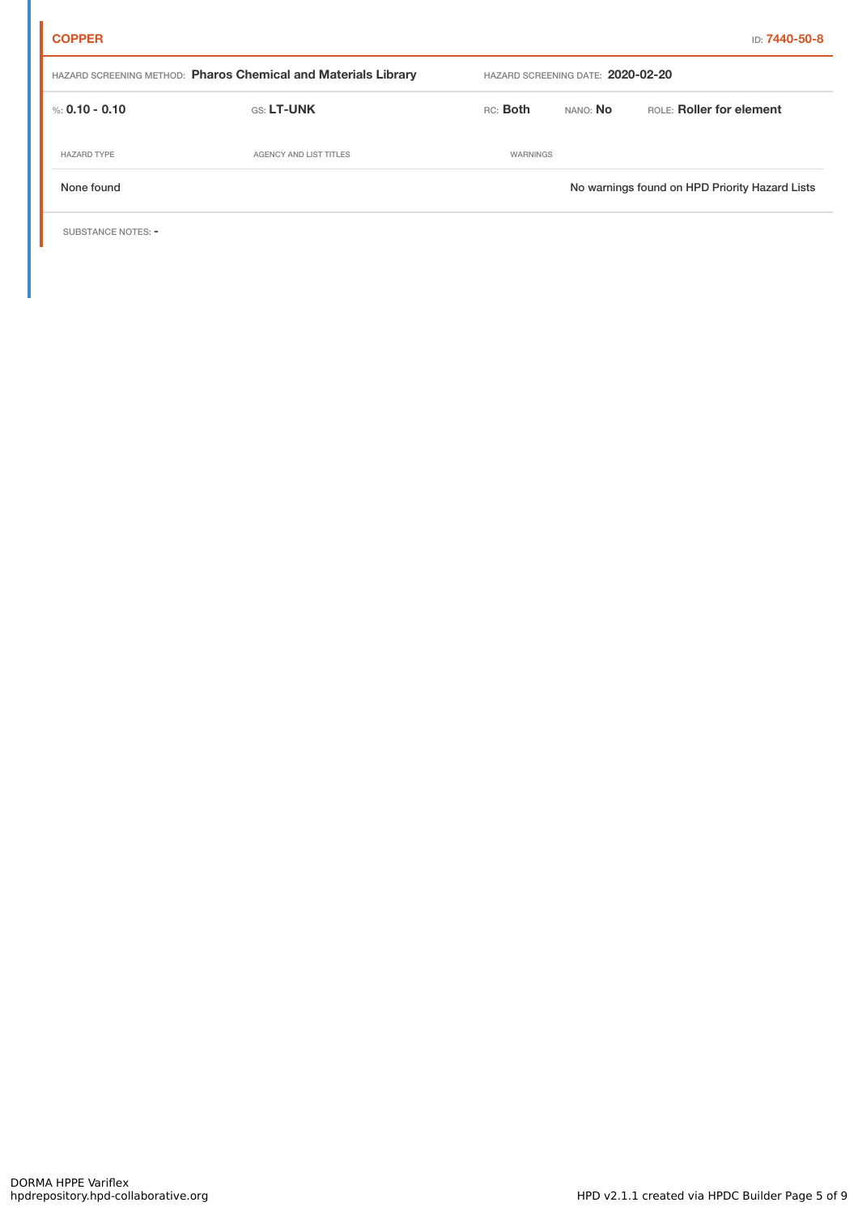**COPPER** ID: **7440-50-8**

HAZARD SCREENING METHOD: **Pharos Chemical and Materials Library** HAZARD SCREENING DATE: **2020-02-20**

%: **0.10 - 0.10** GS: **LT-UNK** RC: **Both** NANO: **No** ROLE: **Roller for element**

| HAZARD TYPE | AGENCY AND LIST TITLES | WARNINGS |
|---|---|---|
| None found | | No warnings found on HPD Priority Hazard Lists |

SUBSTANCE NOTES: -

DORMA HPPE Variflex
hpdrepository.hpd-collaborative.org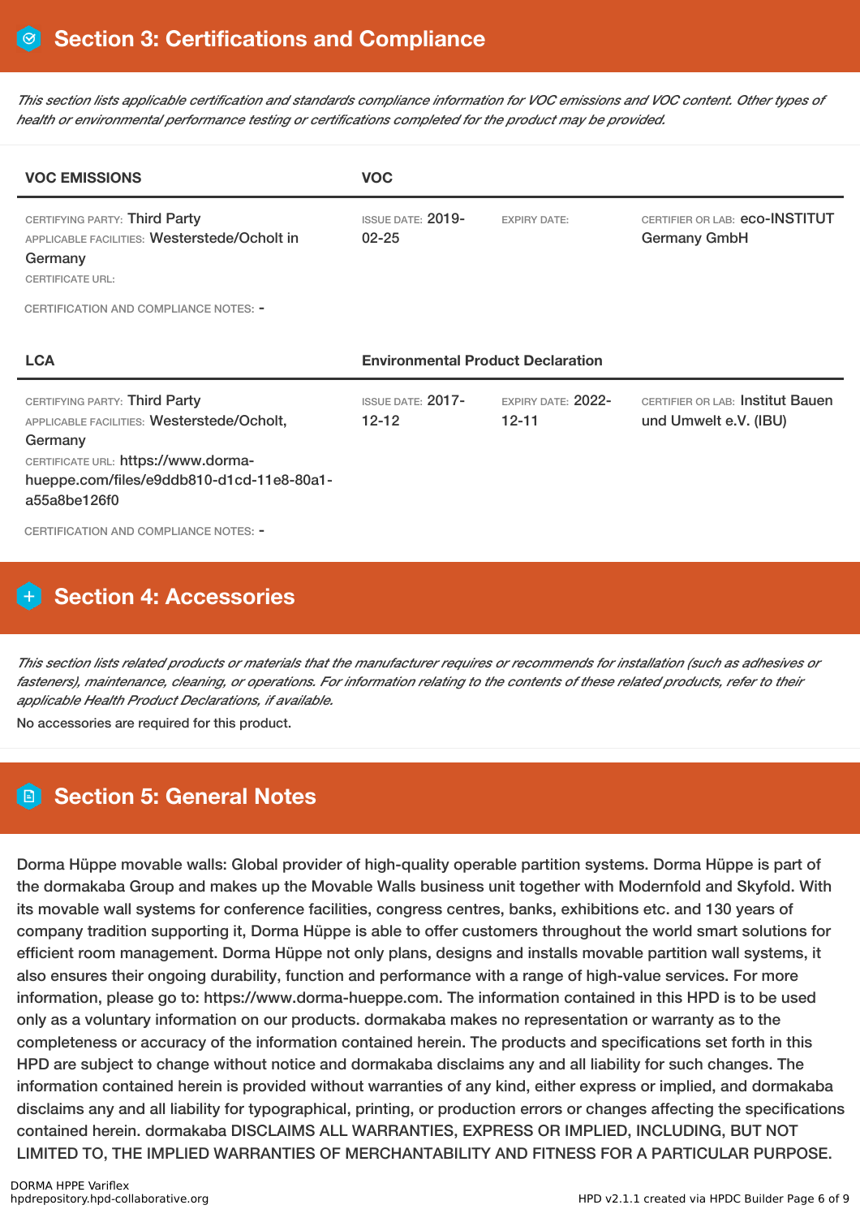## Section 3: Certifications and Compliance

*This section lists applicable certification and standards compliance information for VOC emissions and VOC content. Other types of health or environmental performance testing or certifications completed for the product may be provided.*

| VOC EMISSIONS | VOC | | |
|---|---|---|---|
| CERTIFYING PARTY: Third Party<br>APPLICABLE FACILITIES: Westerstede/Ocholt in Germany<br>CERTIFICATE URL: | ISSUE DATE: 2019-02-25 | EXPIRY DATE: | CERTIFIER OR LAB: eco-INSTITUT Germany GmbH |

CERTIFICATION AND COMPLIANCE NOTES: -

| LCA | Environmental Product Declaration | | |
|---|---|---|---|
| CERTIFYING PARTY: Third Party<br>APPLICABLE FACILITIES: Westerstede/Ocholt, Germany<br>CERTIFICATE URL: https://www.dorma-hueppe.com/files/e9ddb810-d1cd-11e8-80a1-a55a8be126f0 | ISSUE DATE: 2017-12-12 | EXPIRY DATE: 2022-12-11 | CERTIFIER OR LAB: Institut Bauen und Umwelt e.V. (IBU) |

CERTIFICATION AND COMPLIANCE NOTES: -

## Section 4: Accessories

*This section lists related products or materials that the manufacturer requires or recommends for installation (such as adhesives or fasteners), maintenance, cleaning, or operations. For information relating to the contents of these related products, refer to their applicable Health Product Declarations, if available.*

No accessories are required for this product.

## Section 5: General Notes

Dorma Hüppe movable walls: Global provider of high-quality operable partition systems. Dorma Hüppe is part of the dormakaba Group and makes up the Movable Walls business unit together with Modernfold and Skyfold. With its movable wall systems for conference facilities, congress centres, banks, exhibitions etc. and 130 years of company tradition supporting it, Dorma Hüppe is able to offer customers throughout the world smart solutions for efficient room management. Dorma Hüppe not only plans, designs and installs movable partition wall systems, it also ensures their ongoing durability, function and performance with a range of high-value services. For more information, please go to: https://www.dorma-hueppe.com. The information contained in this HPD is to be used only as a voluntary information on our products. dormakaba makes no representation or warranty as to the completeness or accuracy of the information contained herein. The products and specifications set forth in this HPD are subject to change without notice and dormakaba disclaims any and all liability for such changes. The information contained herein is provided without warranties of any kind, either express or implied, and dormakaba disclaims any and all liability for typographical, printing, or production errors or changes affecting the specifications contained herein. dormakaba DISCLAIMS ALL WARRANTIES, EXPRESS OR IMPLIED, INCLUDING, BUT NOT LIMITED TO, THE IMPLIED WARRANTIES OF MERCHANTABILITY AND FITNESS FOR A PARTICULAR PURPOSE.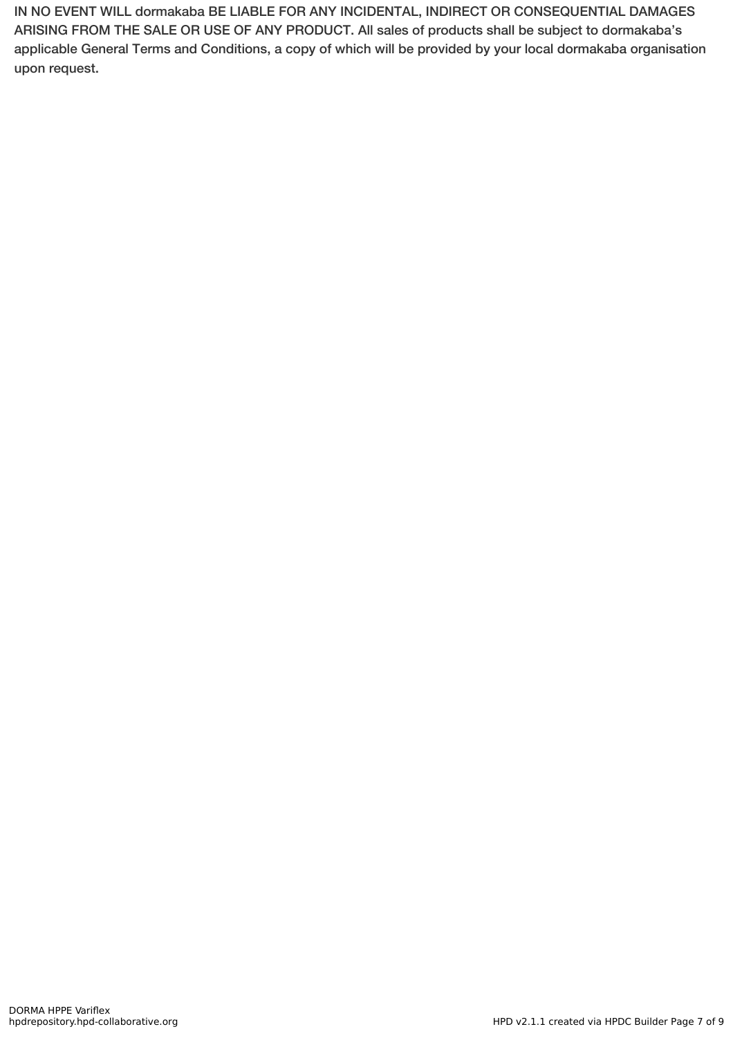IN NO EVENT WILL dormakaba BE LIABLE FOR ANY INCIDENTAL, INDIRECT OR CONSEQUENTIAL DAMAGES ARISING FROM THE SALE OR USE OF ANY PRODUCT. All sales of products shall be subject to dormakaba's applicable General Terms and Conditions, a copy of which will be provided by your local dormakaba organisation upon request.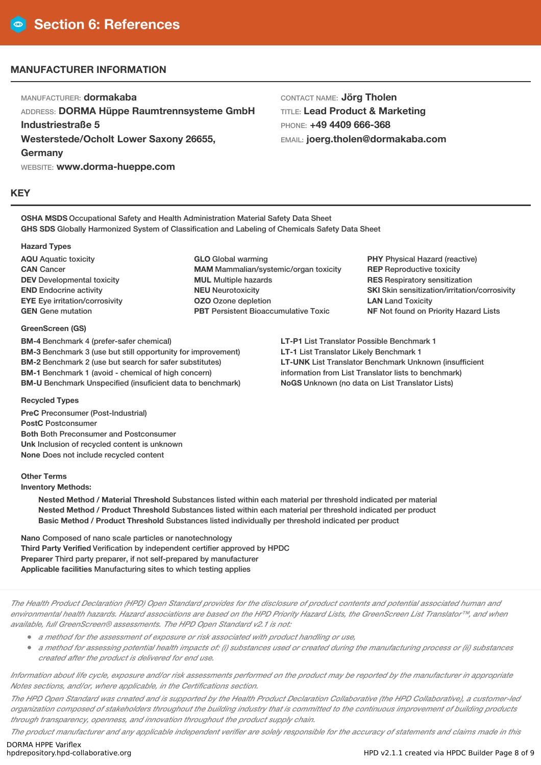# Section 6: References

## MANUFACTURER INFORMATION

MANUFACTURER: **dormakaba**
ADDRESS: **DORMA Hüppe Raumtrennsysteme GmbH Industriestraße 5 Westerstede/Ocholt Lower Saxony 26655, Germany**
WEBSITE: **www.dorma-hueppe.com**

CONTACT NAME: **Jörg Tholen**
TITLE: **Lead Product & Marketing**
PHONE: **+49 4409 666-368**
EMAIL: **joerg.tholen@dormakaba.com**

## KEY

**OSHA MSDS** Occupational Safety and Health Administration Material Safety Data Sheet
**GHS SDS** Globally Harmonized System of Classification and Labeling of Chemicals Safety Data Sheet

**Hazard Types**

**AQU** Aquatic toxicity
**CAN** Cancer
**DEV** Developmental toxicity
**END** Endocrine activity
**EYE** Eye irritation/corrosivity
**GEN** Gene mutation
**GLO** Global warming
**MAM** Mammalian/systemic/organ toxicity
**MUL** Multiple hazards
**NEU** Neurotoxicity
**OZO** Ozone depletion
**PBT** Persistent Bioaccumulative Toxic
**PHY** Physical Hazard (reactive)
**REP** Reproductive toxicity
**RES** Respiratory sensitization
**SKI** Skin sensitization/irritation/corrosivity
**LAN** Land Toxicity
**NF** Not found on Priority Hazard Lists

**GreenScreen (GS)**

**BM-4** Benchmark 4 (prefer-safer chemical)
**BM-3** Benchmark 3 (use but still opportunity for improvement)
**BM-2** Benchmark 2 (use but search for safer substitutes)
**BM-1** Benchmark 1 (avoid - chemical of high concern)
**BM-U** Benchmark Unspecified (insuficient data to benchmark)
**LT-P1** List Translator Possible Benchmark 1
**LT-1** List Translator Likely Benchmark 1
**LT-UNK** List Translator Benchmark Unknown (insufficient information from List Translator lists to benchmark)
**NoGS** Unknown (no data on List Translator Lists)

**Recycled Types**

**PreC** Preconsumer (Post-Industrial)
**PostC** Postconsumer
**Both** Both Preconsumer and Postconsumer
**Unk** Inclusion of recycled content is unknown
**None** Does not include recycled content

**Other Terms**
**Inventory Methods:**

- **Nested Method / Material Threshold** Substances listed within each material per threshold indicated per material
- **Nested Method / Product Threshold** Substances listed within each material per threshold indicated per product
- **Basic Method / Product Threshold** Substances listed individually per threshold indicated per product

**Nano** Composed of nano scale particles or nanotechnology
**Third Party Verified** Verification by independent certifier approved by HPDC
**Preparer** Third party preparer, if not self-prepared by manufacturer
**Applicable facilities** Manufacturing sites to which testing applies

*The Health Product Declaration (HPD) Open Standard provides for the disclosure of product contents and potential associated human and environmental health hazards. Hazard associations are based on the HPD Priority Hazard Lists, the GreenScreen List Translator™, and when available, full GreenScreen® assessments. The HPD Open Standard v2.1 is not:*

- *a method for the assessment of exposure or risk associated with product handling or use,*
- *a method for assessing potential health impacts of: (i) substances used or created during the manufacturing process or (ii) substances created after the product is delivered for end use.*

*Information about life cycle, exposure and/or risk assessments performed on the product may be reported by the manufacturer in appropriate Notes sections, and/or, where applicable, in the Certifications section.*

*The HPD Open Standard was created and is supported by the Health Product Declaration Collaborative (the HPD Collaborative), a customer-led organization composed of stakeholders throughout the building industry that is committed to the continuous improvement of building products through transparency, openness, and innovation throughout the product supply chain.*

*The product manufacturer and any applicable independent verifier are solely responsible for the accuracy of statements and claims made in this*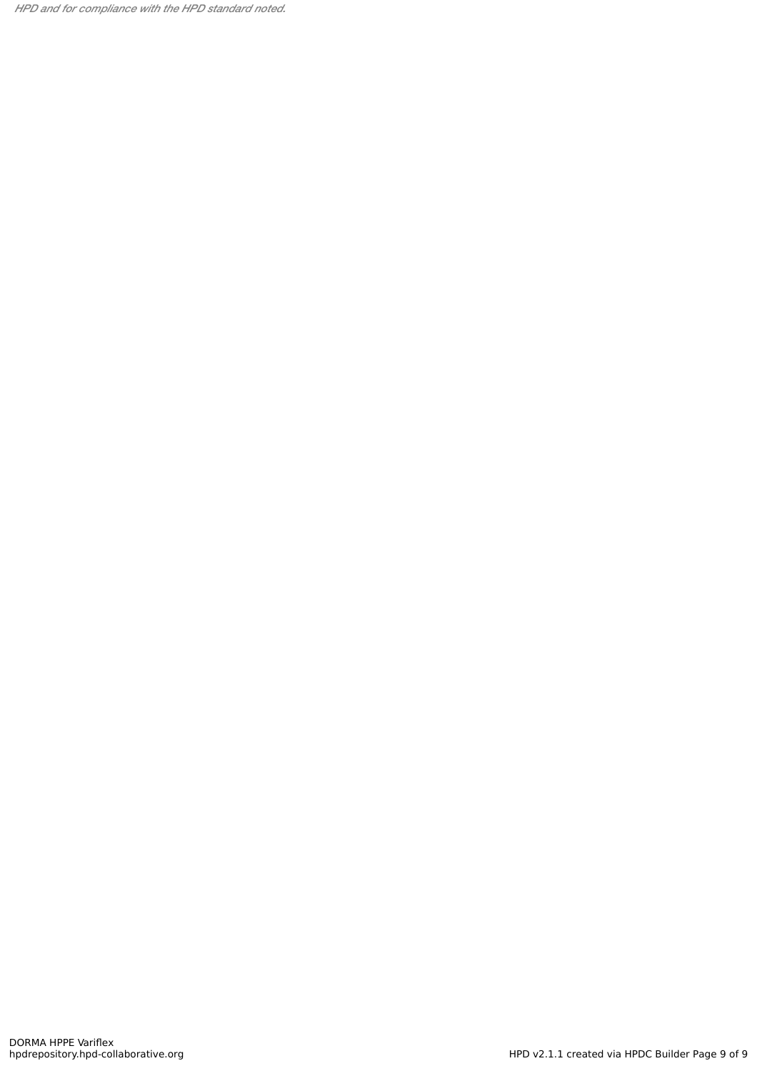*HPD and for compliance with the HPD standard noted.*